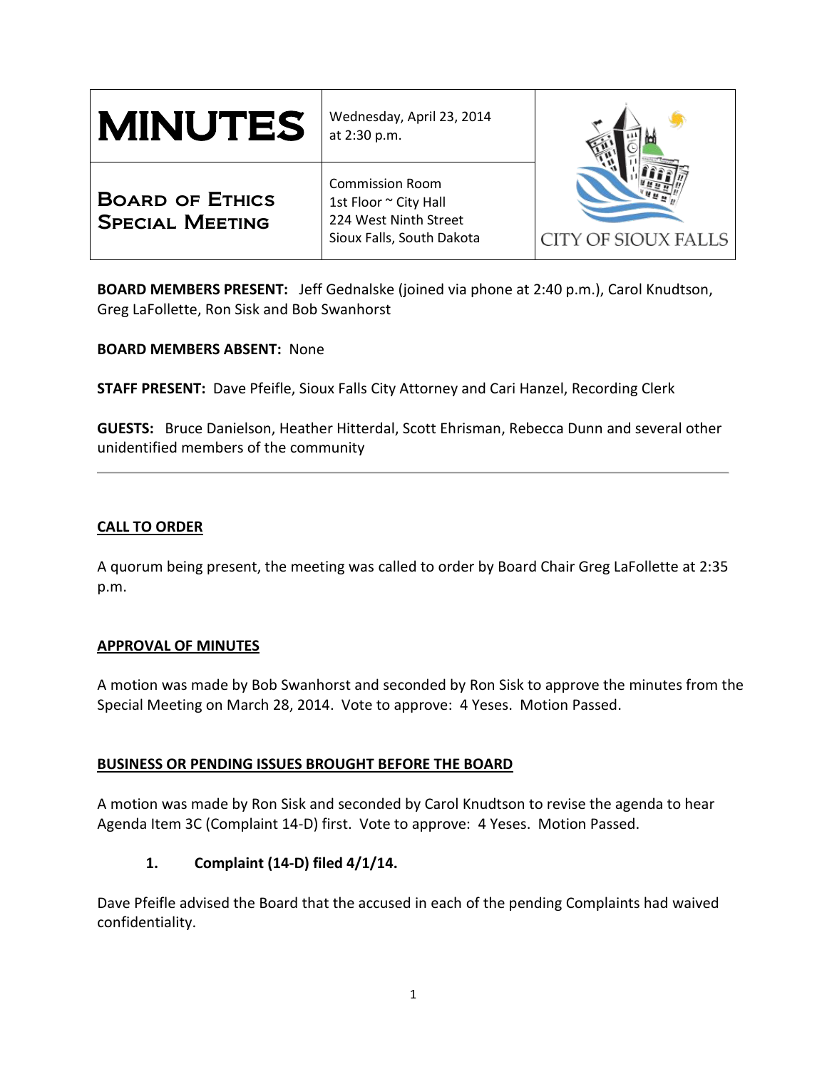| MINUTES | Wednesday, April 23, 2014 at 2:30 p.m. | CITY OF SIOUX FALLS |
|---|---|---|
| **BOARD OF ETHICS SPECIAL MEETING** | Commission Room<br>1st Floor ~ City Hall<br>224 West Ninth Street<br>Sioux Falls, South Dakota | |

**BOARD MEMBERS PRESENT:** Jeff Gednalske (joined via phone at 2:40 p.m.), Carol Knudtson, Greg LaFollette, Ron Sisk and Bob Swanhorst

**BOARD MEMBERS ABSENT:** None

**STAFF PRESENT:** Dave Pfeifle, Sioux Falls City Attorney and Cari Hanzel, Recording Clerk

**GUESTS:** Bruce Danielson, Heather Hitterdal, Scott Ehrisman, Rebecca Dunn and several other unidentified members of the community

---

## CALL TO ORDER

A quorum being present, the meeting was called to order by Board Chair Greg LaFollette at 2:35 p.m.

## APPROVAL OF MINUTES

A motion was made by Bob Swanhorst and seconded by Ron Sisk to approve the minutes from the Special Meeting on March 28, 2014. Vote to approve: 4 Yeses. Motion Passed.

## BUSINESS OR PENDING ISSUES BROUGHT BEFORE THE BOARD

A motion was made by Ron Sisk and seconded by Carol Knudtson to revise the agenda to hear Agenda Item 3C (Complaint 14-D) first. Vote to approve: 4 Yeses. Motion Passed.

**1. Complaint (14-D) filed 4/1/14.**

Dave Pfeifle advised the Board that the accused in each of the pending Complaints had waived confidentiality.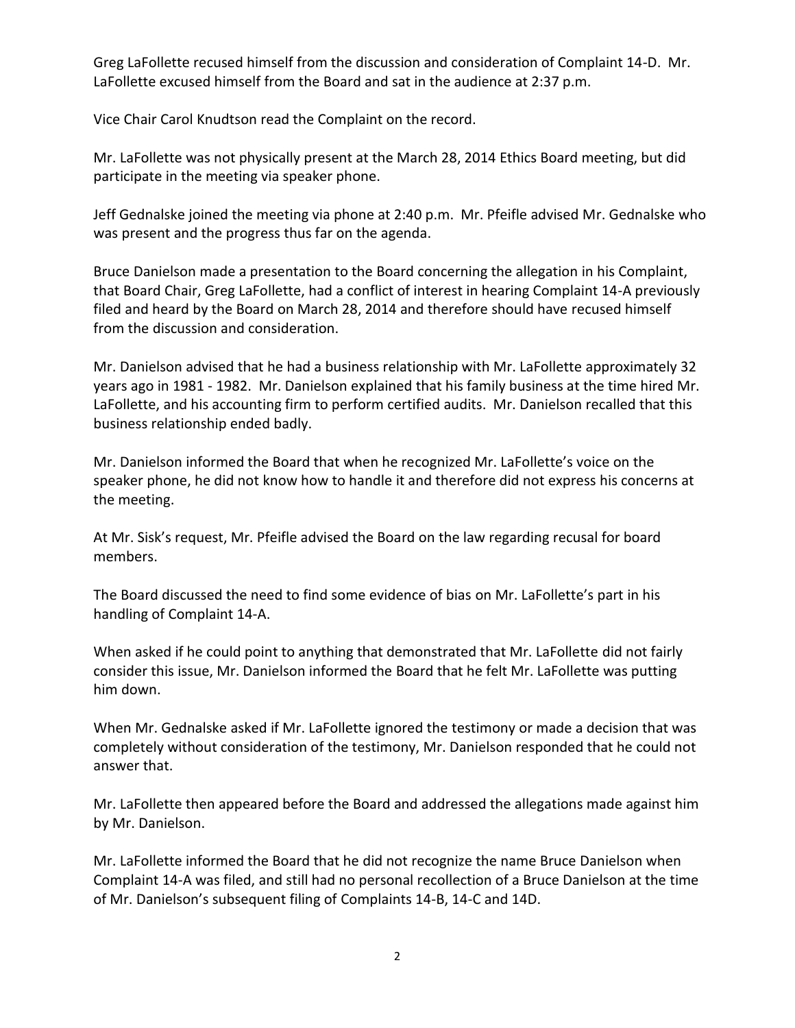Greg LaFollette recused himself from the discussion and consideration of Complaint 14-D. Mr. LaFollette excused himself from the Board and sat in the audience at 2:37 p.m.

Vice Chair Carol Knudtson read the Complaint on the record.

Mr. LaFollette was not physically present at the March 28, 2014 Ethics Board meeting, but did participate in the meeting via speaker phone.

Jeff Gednalske joined the meeting via phone at 2:40 p.m. Mr. Pfeifle advised Mr. Gednalske who was present and the progress thus far on the agenda.

Bruce Danielson made a presentation to the Board concerning the allegation in his Complaint, that Board Chair, Greg LaFollette, had a conflict of interest in hearing Complaint 14-A previously filed and heard by the Board on March 28, 2014 and therefore should have recused himself from the discussion and consideration.

Mr. Danielson advised that he had a business relationship with Mr. LaFollette approximately 32 years ago in 1981 - 1982. Mr. Danielson explained that his family business at the time hired Mr. LaFollette, and his accounting firm to perform certified audits. Mr. Danielson recalled that this business relationship ended badly.

Mr. Danielson informed the Board that when he recognized Mr. LaFollette's voice on the speaker phone, he did not know how to handle it and therefore did not express his concerns at the meeting.

At Mr. Sisk's request, Mr. Pfeifle advised the Board on the law regarding recusal for board members.

The Board discussed the need to find some evidence of bias on Mr. LaFollette's part in his handling of Complaint 14-A.

When asked if he could point to anything that demonstrated that Mr. LaFollette did not fairly consider this issue, Mr. Danielson informed the Board that he felt Mr. LaFollette was putting him down.

When Mr. Gednalske asked if Mr. LaFollette ignored the testimony or made a decision that was completely without consideration of the testimony, Mr. Danielson responded that he could not answer that.

Mr. LaFollette then appeared before the Board and addressed the allegations made against him by Mr. Danielson.

Mr. LaFollette informed the Board that he did not recognize the name Bruce Danielson when Complaint 14-A was filed, and still had no personal recollection of a Bruce Danielson at the time of Mr. Danielson's subsequent filing of Complaints 14-B, 14-C and 14D.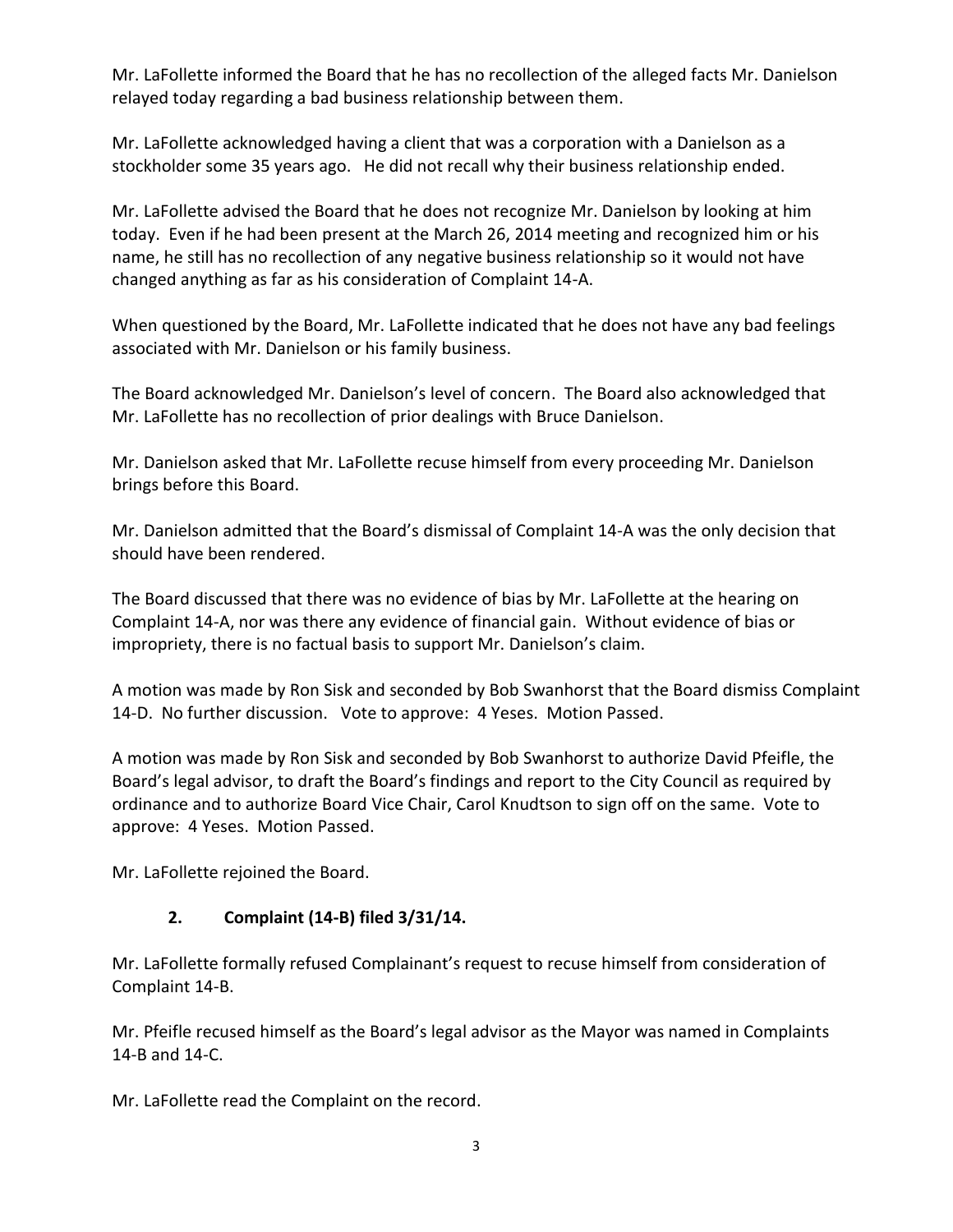Mr. LaFollette informed the Board that he has no recollection of the alleged facts Mr. Danielson relayed today regarding a bad business relationship between them.

Mr. LaFollette acknowledged having a client that was a corporation with a Danielson as a stockholder some 35 years ago. He did not recall why their business relationship ended.

Mr. LaFollette advised the Board that he does not recognize Mr. Danielson by looking at him today. Even if he had been present at the March 26, 2014 meeting and recognized him or his name, he still has no recollection of any negative business relationship so it would not have changed anything as far as his consideration of Complaint 14-A.

When questioned by the Board, Mr. LaFollette indicated that he does not have any bad feelings associated with Mr. Danielson or his family business.

The Board acknowledged Mr. Danielson's level of concern. The Board also acknowledged that Mr. LaFollette has no recollection of prior dealings with Bruce Danielson.

Mr. Danielson asked that Mr. LaFollette recuse himself from every proceeding Mr. Danielson brings before this Board.

Mr. Danielson admitted that the Board's dismissal of Complaint 14-A was the only decision that should have been rendered.

The Board discussed that there was no evidence of bias by Mr. LaFollette at the hearing on Complaint 14-A, nor was there any evidence of financial gain. Without evidence of bias or impropriety, there is no factual basis to support Mr. Danielson's claim.

A motion was made by Ron Sisk and seconded by Bob Swanhorst that the Board dismiss Complaint 14-D. No further discussion. Vote to approve: 4 Yeses. Motion Passed.

A motion was made by Ron Sisk and seconded by Bob Swanhorst to authorize David Pfeifle, the Board's legal advisor, to draft the Board's findings and report to the City Council as required by ordinance and to authorize Board Vice Chair, Carol Knudtson to sign off on the same. Vote to approve: 4 Yeses. Motion Passed.

Mr. LaFollette rejoined the Board.

**2. Complaint (14-B) filed 3/31/14.**

Mr. LaFollette formally refused Complainant's request to recuse himself from consideration of Complaint 14-B.

Mr. Pfeifle recused himself as the Board's legal advisor as the Mayor was named in Complaints 14-B and 14-C.

Mr. LaFollette read the Complaint on the record.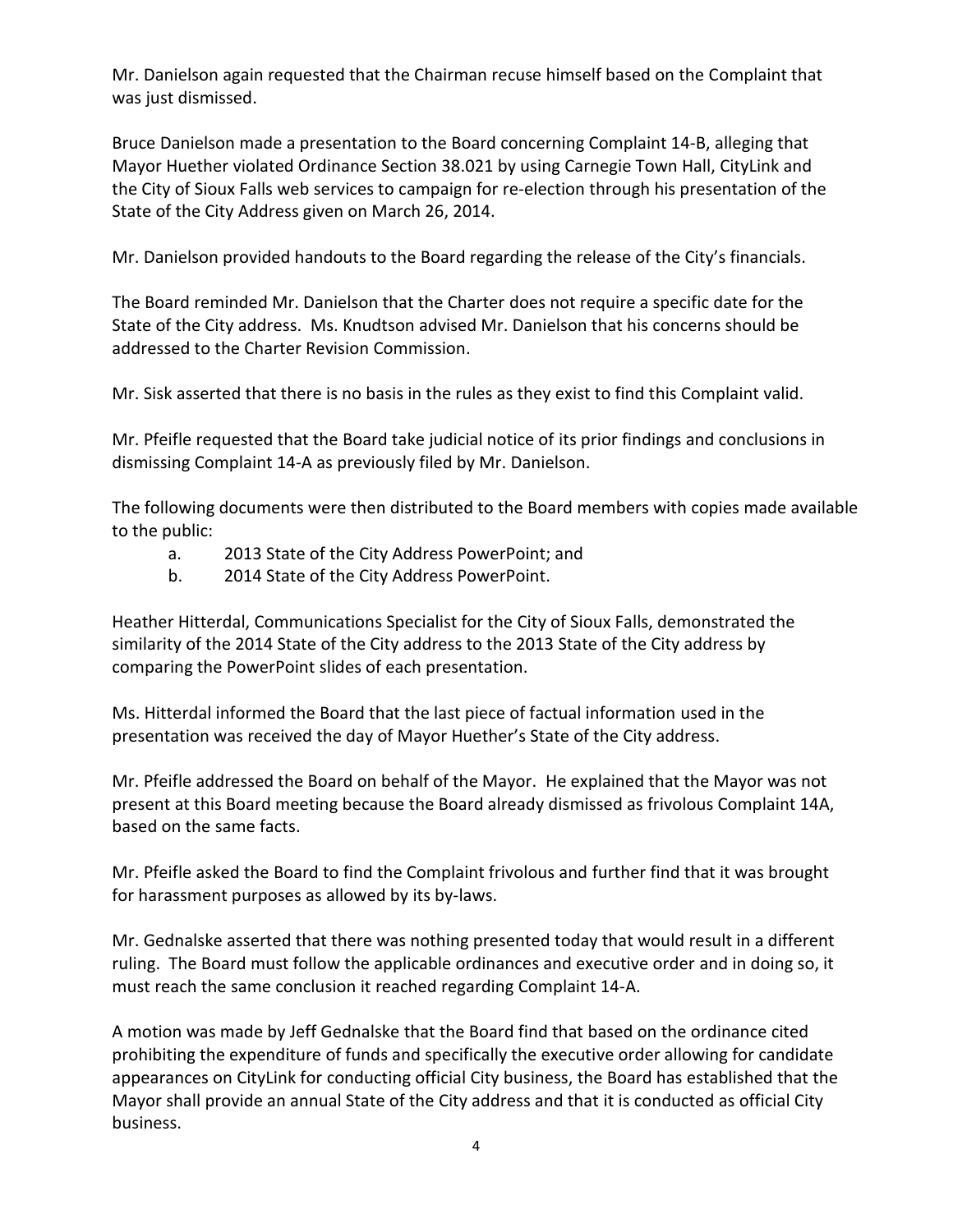Mr. Danielson again requested that the Chairman recuse himself based on the Complaint that was just dismissed.

Bruce Danielson made a presentation to the Board concerning Complaint 14-B, alleging that Mayor Huether violated Ordinance Section 38.021 by using Carnegie Town Hall, CityLink and the City of Sioux Falls web services to campaign for re-election through his presentation of the State of the City Address given on March 26, 2014.

Mr. Danielson provided handouts to the Board regarding the release of the City's financials.

The Board reminded Mr. Danielson that the Charter does not require a specific date for the State of the City address. Ms. Knudtson advised Mr. Danielson that his concerns should be addressed to the Charter Revision Commission.

Mr. Sisk asserted that there is no basis in the rules as they exist to find this Complaint valid.

Mr. Pfeifle requested that the Board take judicial notice of its prior findings and conclusions in dismissing Complaint 14-A as previously filed by Mr. Danielson.

The following documents were then distributed to the Board members with copies made available to the public:

a. 2013 State of the City Address PowerPoint; and
b. 2014 State of the City Address PowerPoint.

Heather Hitterdal, Communications Specialist for the City of Sioux Falls, demonstrated the similarity of the 2014 State of the City address to the 2013 State of the City address by comparing the PowerPoint slides of each presentation.

Ms. Hitterdal informed the Board that the last piece of factual information used in the presentation was received the day of Mayor Huether's State of the City address.

Mr. Pfeifle addressed the Board on behalf of the Mayor. He explained that the Mayor was not present at this Board meeting because the Board already dismissed as frivolous Complaint 14A, based on the same facts.

Mr. Pfeifle asked the Board to find the Complaint frivolous and further find that it was brought for harassment purposes as allowed by its by-laws.

Mr. Gednalske asserted that there was nothing presented today that would result in a different ruling. The Board must follow the applicable ordinances and executive order and in doing so, it must reach the same conclusion it reached regarding Complaint 14-A.

A motion was made by Jeff Gednalske that the Board find that based on the ordinance cited prohibiting the expenditure of funds and specifically the executive order allowing for candidate appearances on CityLink for conducting official City business, the Board has established that the Mayor shall provide an annual State of the City address and that it is conducted as official City business.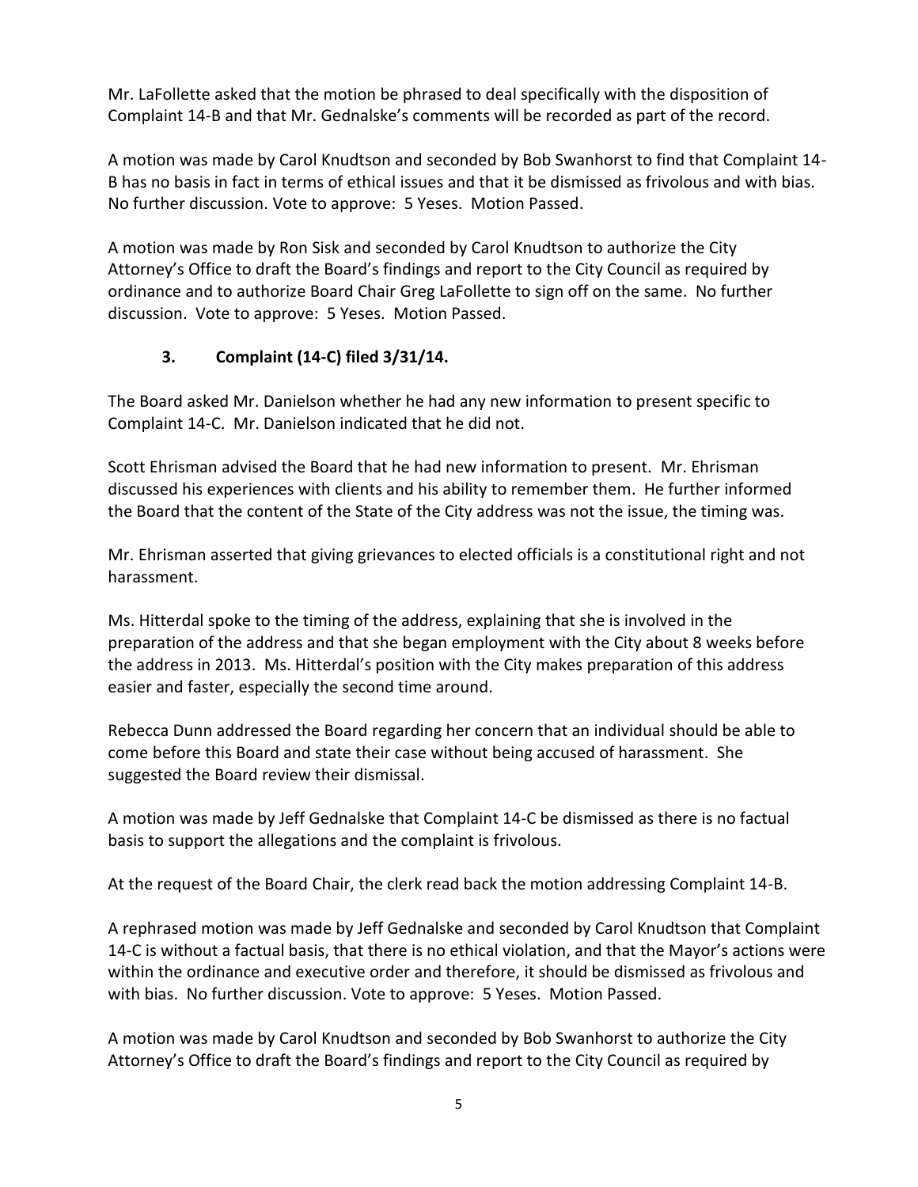Mr. LaFollette asked that the motion be phrased to deal specifically with the disposition of Complaint 14-B and that Mr. Gednalske's comments will be recorded as part of the record.

A motion was made by Carol Knudtson and seconded by Bob Swanhorst to find that Complaint 14-B has no basis in fact in terms of ethical issues and that it be dismissed as frivolous and with bias. No further discussion. Vote to approve: 5 Yeses. Motion Passed.

A motion was made by Ron Sisk and seconded by Carol Knudtson to authorize the City Attorney's Office to draft the Board's findings and report to the City Council as required by ordinance and to authorize Board Chair Greg LaFollette to sign off on the same. No further discussion. Vote to approve: 5 Yeses. Motion Passed.

### 3. Complaint (14-C) filed 3/31/14.

The Board asked Mr. Danielson whether he had any new information to present specific to Complaint 14-C. Mr. Danielson indicated that he did not.

Scott Ehrisman advised the Board that he had new information to present. Mr. Ehrisman discussed his experiences with clients and his ability to remember them. He further informed the Board that the content of the State of the City address was not the issue, the timing was.

Mr. Ehrisman asserted that giving grievances to elected officials is a constitutional right and not harassment.

Ms. Hitterdal spoke to the timing of the address, explaining that she is involved in the preparation of the address and that she began employment with the City about 8 weeks before the address in 2013. Ms. Hitterdal's position with the City makes preparation of this address easier and faster, especially the second time around.

Rebecca Dunn addressed the Board regarding her concern that an individual should be able to come before this Board and state their case without being accused of harassment. She suggested the Board review their dismissal.

A motion was made by Jeff Gednalske that Complaint 14-C be dismissed as there is no factual basis to support the allegations and the complaint is frivolous.

At the request of the Board Chair, the clerk read back the motion addressing Complaint 14-B.

A rephrased motion was made by Jeff Gednalske and seconded by Carol Knudtson that Complaint 14-C is without a factual basis, that there is no ethical violation, and that the Mayor's actions were within the ordinance and executive order and therefore, it should be dismissed as frivolous and with bias. No further discussion. Vote to approve: 5 Yeses. Motion Passed.

A motion was made by Carol Knudtson and seconded by Bob Swanhorst to authorize the City Attorney's Office to draft the Board's findings and report to the City Council as required by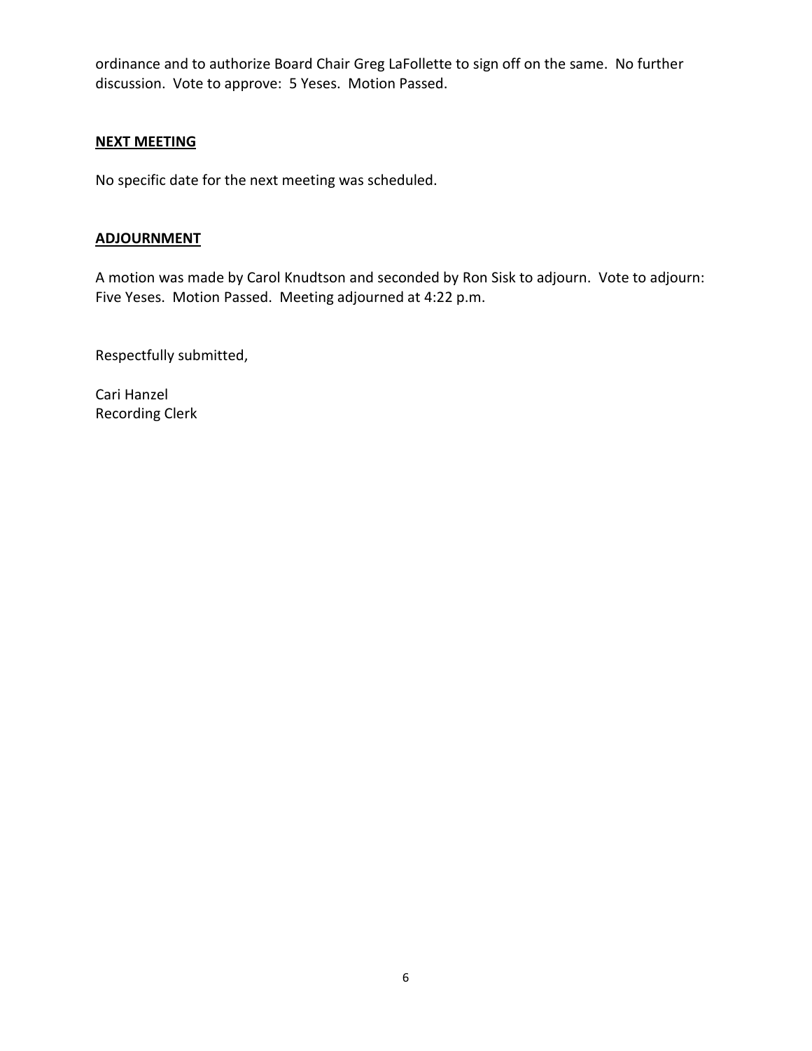ordinance and to authorize Board Chair Greg LaFollette to sign off on the same. No further discussion. Vote to approve: 5 Yeses. Motion Passed.

**NEXT MEETING**

No specific date for the next meeting was scheduled.

**ADJOURNMENT**

A motion was made by Carol Knudtson and seconded by Ron Sisk to adjourn. Vote to adjourn: Five Yeses. Motion Passed. Meeting adjourned at 4:22 p.m.

Respectfully submitted,

Cari Hanzel
Recording Clerk